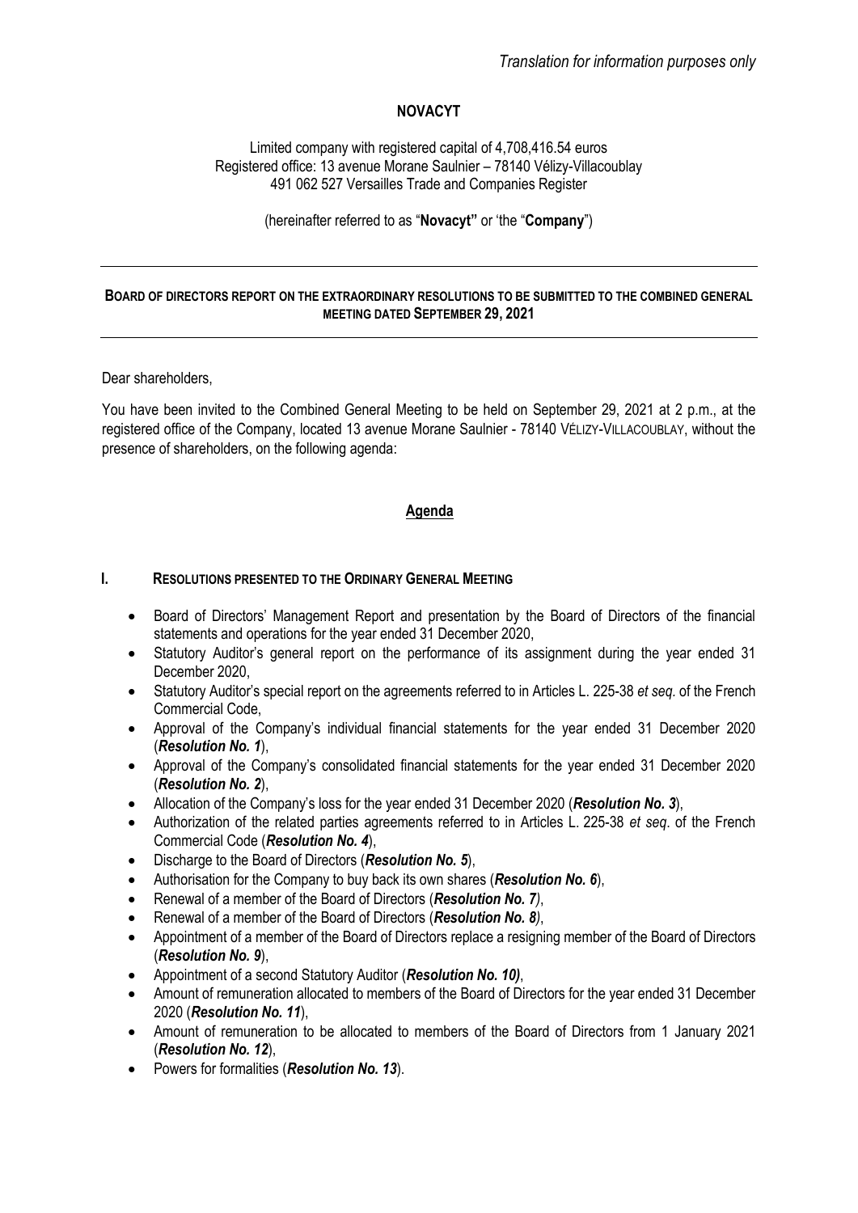*Translation for information purposes only*

**NOVACYT**

Limited company with registered capital of 4,708,416.54 euros
Registered office: 13 avenue Morane Saulnier – 78140 Vélizy-Villacoublay
491 062 527 Versailles Trade and Companies Register

(hereinafter referred to as "**Novacyt"** or 'the "**Company**")

---

**BOARD OF DIRECTORS REPORT ON THE EXTRAORDINARY RESOLUTIONS TO BE SUBMITTED TO THE COMBINED GENERAL MEETING DATED SEPTEMBER 29, 2021**

---

Dear shareholders,

You have been invited to the Combined General Meeting to be held on September 29, 2021 at 2 p.m., at the registered office of the Company, located 13 avenue Morane Saulnier - 78140 VÉLIZY-VILLACOUBLAY, without the presence of shareholders, on the following agenda:

## Agenda

### I. RESOLUTIONS PRESENTED TO THE ORDINARY GENERAL MEETING

- Board of Directors' Management Report and presentation by the Board of Directors of the financial statements and operations for the year ended 31 December 2020,
- Statutory Auditor's general report on the performance of its assignment during the year ended 31 December 2020,
- Statutory Auditor's special report on the agreements referred to in Articles L. 225-38 *et seq.* of the French Commercial Code,
- Approval of the Company's individual financial statements for the year ended 31 December 2020 (***Resolution No. 1***),
- Approval of the Company's consolidated financial statements for the year ended 31 December 2020 (***Resolution No. 2***),
- Allocation of the Company's loss for the year ended 31 December 2020 (***Resolution No. 3***),
- Authorization of the related parties agreements referred to in Articles L. 225-38 *et seq*. of the French Commercial Code (***Resolution No. 4***),
- Discharge to the Board of Directors (***Resolution No. 5***),
- Authorisation for the Company to buy back its own shares (***Resolution No. 6***),
- Renewal of a member of the Board of Directors (***Resolution No. 7****)*,
- Renewal of a member of the Board of Directors (***Resolution No. 8****)*,
- Appointment of a member of the Board of Directors replace a resigning member of the Board of Directors (***Resolution No. 9***),
- Appointment of a second Statutory Auditor (***Resolution No. 10)***,
- Amount of remuneration allocated to members of the Board of Directors for the year ended 31 December 2020 (***Resolution No. 11***),
- Amount of remuneration to be allocated to members of the Board of Directors from 1 January 2021 (***Resolution No. 12***),
- Powers for formalities (***Resolution No. 13***).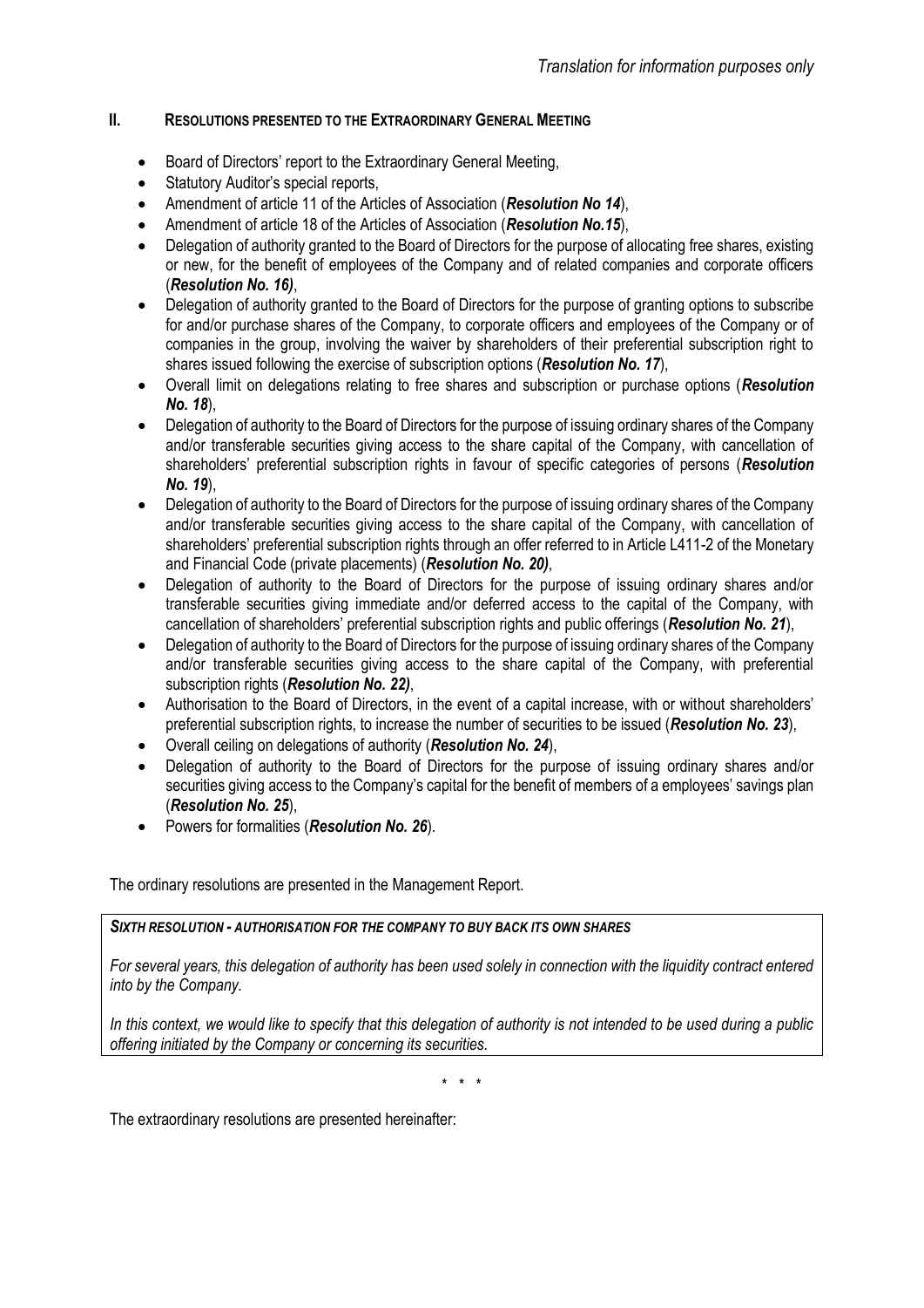## II. RESOLUTIONS PRESENTED TO THE EXTRAORDINARY GENERAL MEETING

- Board of Directors' report to the Extraordinary General Meeting,
- Statutory Auditor's special reports,
- Amendment of article 11 of the Articles of Association (***Resolution No 14***),
- Amendment of article 18 of the Articles of Association (***Resolution No.15***),
- Delegation of authority granted to the Board of Directors for the purpose of allocating free shares, existing or new, for the benefit of employees of the Company and of related companies and corporate officers (***Resolution No. 16)***,
- Delegation of authority granted to the Board of Directors for the purpose of granting options to subscribe for and/or purchase shares of the Company, to corporate officers and employees of the Company or of companies in the group, involving the waiver by shareholders of their preferential subscription right to shares issued following the exercise of subscription options (***Resolution No. 17***),
- Overall limit on delegations relating to free shares and subscription or purchase options (***Resolution No. 18***),
- Delegation of authority to the Board of Directors for the purpose of issuing ordinary shares of the Company and/or transferable securities giving access to the share capital of the Company, with cancellation of shareholders' preferential subscription rights in favour of specific categories of persons (***Resolution No. 19***),
- Delegation of authority to the Board of Directors for the purpose of issuing ordinary shares of the Company and/or transferable securities giving access to the share capital of the Company, with cancellation of shareholders' preferential subscription rights through an offer referred to in Article L411-2 of the Monetary and Financial Code (private placements) (***Resolution No. 20)***,
- Delegation of authority to the Board of Directors for the purpose of issuing ordinary shares and/or transferable securities giving immediate and/or deferred access to the capital of the Company, with cancellation of shareholders' preferential subscription rights and public offerings (***Resolution No. 21***),
- Delegation of authority to the Board of Directors for the purpose of issuing ordinary shares of the Company and/or transferable securities giving access to the share capital of the Company, with preferential subscription rights (***Resolution No. 22)***,
- Authorisation to the Board of Directors, in the event of a capital increase, with or without shareholders' preferential subscription rights, to increase the number of securities to be issued (***Resolution No. 23***),
- Overall ceiling on delegations of authority (***Resolution No. 24***),
- Delegation of authority to the Board of Directors for the purpose of issuing ordinary shares and/or securities giving access to the Company's capital for the benefit of members of a employees' savings plan (***Resolution No. 25***),
- Powers for formalities (***Resolution No. 26***).

The ordinary resolutions are presented in the Management Report.

***SIXTH RESOLUTION - AUTHORISATION FOR THE COMPANY TO BUY BACK ITS OWN SHARES***

*For several years, this delegation of authority has been used solely in connection with the liquidity contract entered into by the Company.*

*In this context, we would like to specify that this delegation of authority is not intended to be used during a public offering initiated by the Company or concerning its securities.*

\* \* \*

The extraordinary resolutions are presented hereinafter: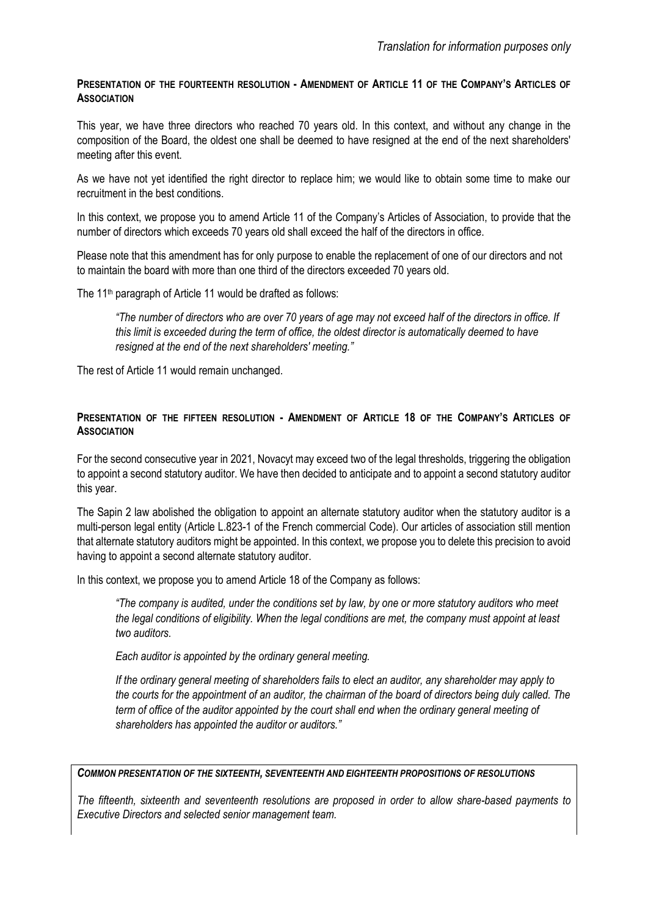*Translation for information purposes only*

**PRESENTATION OF THE FOURTEENTH RESOLUTION - AMENDMENT OF ARTICLE 11 OF THE COMPANY'S ARTICLES OF ASSOCIATION**

This year, we have three directors who reached 70 years old. In this context, and without any change in the composition of the Board, the oldest one shall be deemed to have resigned at the end of the next shareholders' meeting after this event.

As we have not yet identified the right director to replace him; we would like to obtain some time to make our recruitment in the best conditions.

In this context, we propose you to amend Article 11 of the Company's Articles of Association, to provide that the number of directors which exceeds 70 years old shall exceed the half of the directors in office.

Please note that this amendment has for only purpose to enable the replacement of one of our directors and not to maintain the board with more than one third of the directors exceeded 70 years old.

The 11th paragraph of Article 11 would be drafted as follows:

> *"The number of directors who are over 70 years of age may not exceed half of the directors in office. If this limit is exceeded during the term of office, the oldest director is automatically deemed to have resigned at the end of the next shareholders' meeting."*

The rest of Article 11 would remain unchanged.

**PRESENTATION OF THE FIFTEEN RESOLUTION - AMENDMENT OF ARTICLE 18 OF THE COMPANY'S ARTICLES OF ASSOCIATION**

For the second consecutive year in 2021, Novacyt may exceed two of the legal thresholds, triggering the obligation to appoint a second statutory auditor. We have then decided to anticipate and to appoint a second statutory auditor this year.

The Sapin 2 law abolished the obligation to appoint an alternate statutory auditor when the statutory auditor is a multi-person legal entity (Article L.823-1 of the French commercial Code). Our articles of association still mention that alternate statutory auditors might be appointed. In this context, we propose you to delete this precision to avoid having to appoint a second alternate statutory auditor.

In this context, we propose you to amend Article 18 of the Company as follows:

> *"The company is audited, under the conditions set by law, by one or more statutory auditors who meet the legal conditions of eligibility. When the legal conditions are met, the company must appoint at least two auditors.*
>
> *Each auditor is appointed by the ordinary general meeting.*
>
> *If the ordinary general meeting of shareholders fails to elect an auditor, any shareholder may apply to the courts for the appointment of an auditor, the chairman of the board of directors being duly called. The term of office of the auditor appointed by the court shall end when the ordinary general meeting of shareholders has appointed the auditor or auditors."*

***COMMON PRESENTATION OF THE SIXTEENTH, SEVENTEENTH AND EIGHTEENTH PROPOSITIONS OF RESOLUTIONS***

*The fifteenth, sixteenth and seventeenth resolutions are proposed in order to allow share-based payments to Executive Directors and selected senior management team.*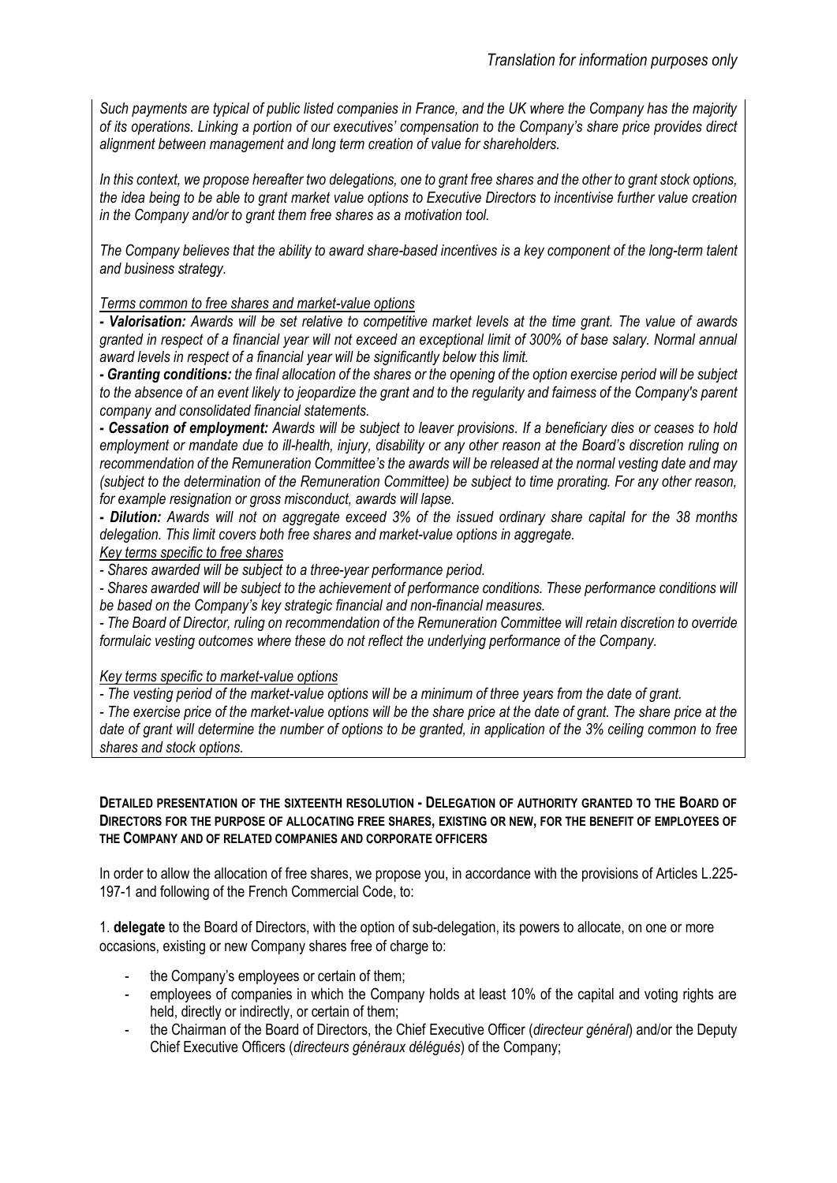*Such payments are typical of public listed companies in France, and the UK where the Company has the majority of its operations. Linking a portion of our executives' compensation to the Company's share price provides direct alignment between management and long term creation of value for shareholders.*

*In this context, we propose hereafter two delegations, one to grant free shares and the other to grant stock options, the idea being to be able to grant market value options to Executive Directors to incentivise further value creation in the Company and/or to grant them free shares as a motivation tool.*

*The Company believes that the ability to award share-based incentives is a key component of the long-term talent and business strategy.*

*Terms common to free shares and market-value options*

***- Valorisation:** Awards will be set relative to competitive market levels at the time grant. The value of awards granted in respect of a financial year will not exceed an exceptional limit of 300% of base salary. Normal annual award levels in respect of a financial year will be significantly below this limit.*

***- Granting conditions:** the final allocation of the shares or the opening of the option exercise period will be subject to the absence of an event likely to jeopardize the grant and to the regularity and fairness of the Company's parent company and consolidated financial statements.*

***- Cessation of employment:** Awards will be subject to leaver provisions. If a beneficiary dies or ceases to hold employment or mandate due to ill-health, injury, disability or any other reason at the Board's discretion ruling on recommendation of the Remuneration Committee's the awards will be released at the normal vesting date and may (subject to the determination of the Remuneration Committee) be subject to time prorating. For any other reason, for example resignation or gross misconduct, awards will lapse.*

***- Dilution:** Awards will not on aggregate exceed 3% of the issued ordinary share capital for the 38 months delegation. This limit covers both free shares and market-value options in aggregate.*

*Key terms specific to free shares*

*- Shares awarded will be subject to a three-year performance period.*

*- Shares awarded will be subject to the achievement of performance conditions. These performance conditions will be based on the Company's key strategic financial and non-financial measures.*

*- The Board of Director, ruling on recommendation of the Remuneration Committee will retain discretion to override formulaic vesting outcomes where these do not reflect the underlying performance of the Company.*

*Key terms specific to market-value options*

*- The vesting period of the market-value options will be a minimum of three years from the date of grant.*

*- The exercise price of the market-value options will be the share price at the date of grant. The share price at the date of grant will determine the number of options to be granted, in application of the 3% ceiling common to free shares and stock options.*

**DETAILED PRESENTATION OF THE SIXTEENTH RESOLUTION - DELEGATION OF AUTHORITY GRANTED TO THE BOARD OF DIRECTORS FOR THE PURPOSE OF ALLOCATING FREE SHARES, EXISTING OR NEW, FOR THE BENEFIT OF EMPLOYEES OF THE COMPANY AND OF RELATED COMPANIES AND CORPORATE OFFICERS**

In order to allow the allocation of free shares, we propose you, in accordance with the provisions of Articles L.225-197-1 and following of the French Commercial Code, to:

1. **delegate** to the Board of Directors, with the option of sub-delegation, its powers to allocate, on one or more occasions, existing or new Company shares free of charge to:

   - the Company's employees or certain of them;
   - employees of companies in which the Company holds at least 10% of the capital and voting rights are held, directly or indirectly, or certain of them;
   - the Chairman of the Board of Directors, the Chief Executive Officer (*directeur général*) and/or the Deputy Chief Executive Officers (*directeurs généraux délégués*) of the Company;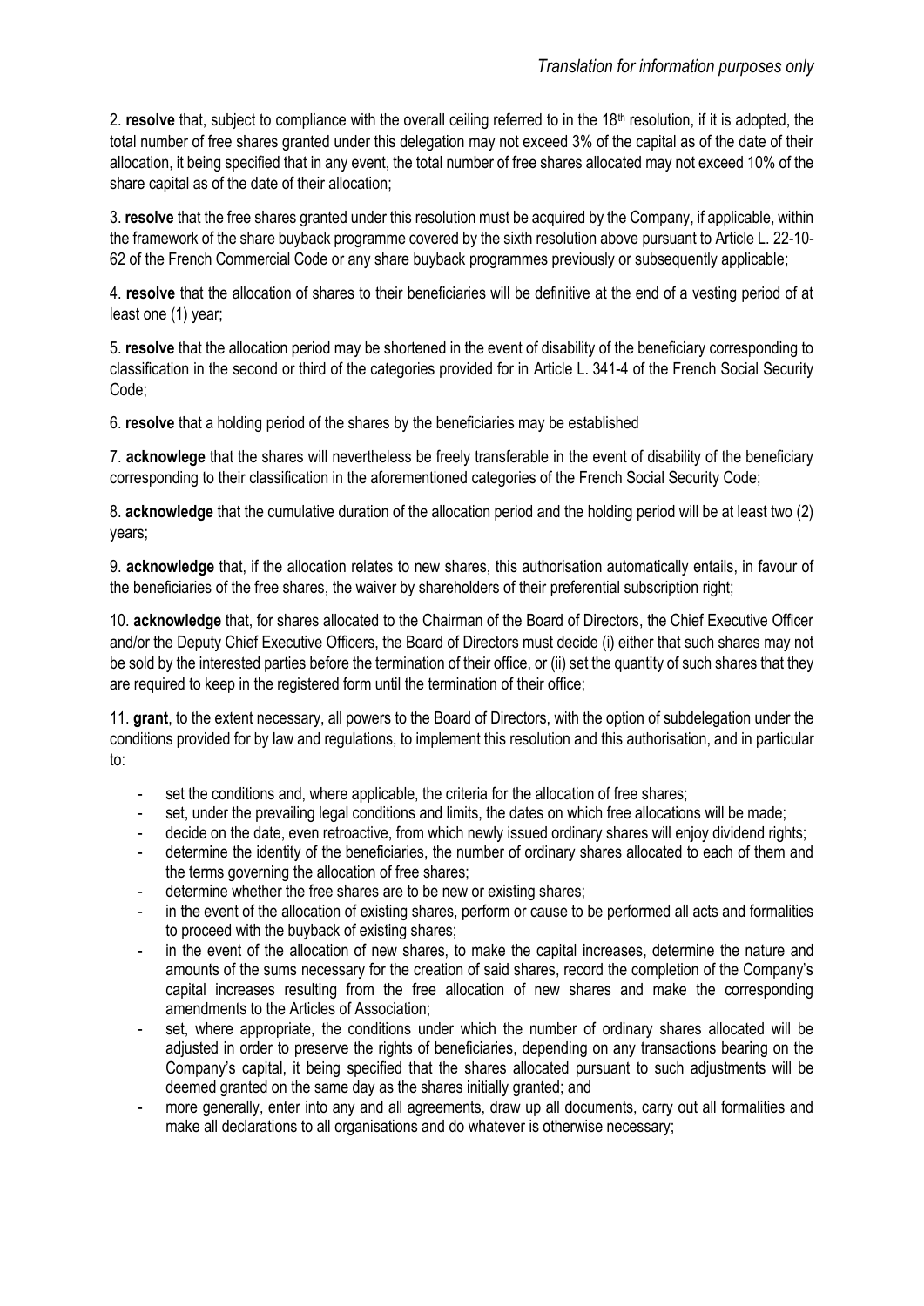*Translation for information purposes only*

2. **resolve** that, subject to compliance with the overall ceiling referred to in the 18th resolution, if it is adopted, the total number of free shares granted under this delegation may not exceed 3% of the capital as of the date of their allocation, it being specified that in any event, the total number of free shares allocated may not exceed 10% of the share capital as of the date of their allocation;

3. **resolve** that the free shares granted under this resolution must be acquired by the Company, if applicable, within the framework of the share buyback programme covered by the sixth resolution above pursuant to Article L. 22-10-62 of the French Commercial Code or any share buyback programmes previously or subsequently applicable;

4. **resolve** that the allocation of shares to their beneficiaries will be definitive at the end of a vesting period of at least one (1) year;

5. **resolve** that the allocation period may be shortened in the event of disability of the beneficiary corresponding to classification in the second or third of the categories provided for in Article L. 341-4 of the French Social Security Code;

6. **resolve** that a holding period of the shares by the beneficiaries may be established

7. **acknowlege** that the shares will nevertheless be freely transferable in the event of disability of the beneficiary corresponding to their classification in the aforementioned categories of the French Social Security Code;

8. **acknowledge** that the cumulative duration of the allocation period and the holding period will be at least two (2) years;

9. **acknowledge** that, if the allocation relates to new shares, this authorisation automatically entails, in favour of the beneficiaries of the free shares, the waiver by shareholders of their preferential subscription right;

10. **acknowledge** that, for shares allocated to the Chairman of the Board of Directors, the Chief Executive Officer and/or the Deputy Chief Executive Officers, the Board of Directors must decide (i) either that such shares may not be sold by the interested parties before the termination of their office, or (ii) set the quantity of such shares that they are required to keep in the registered form until the termination of their office;

11. **grant**, to the extent necessary, all powers to the Board of Directors, with the option of subdelegation under the conditions provided for by law and regulations, to implement this resolution and this authorisation, and in particular to:

- set the conditions and, where applicable, the criteria for the allocation of free shares;
- set, under the prevailing legal conditions and limits, the dates on which free allocations will be made;
- decide on the date, even retroactive, from which newly issued ordinary shares will enjoy dividend rights;
- determine the identity of the beneficiaries, the number of ordinary shares allocated to each of them and the terms governing the allocation of free shares;
- determine whether the free shares are to be new or existing shares;
- in the event of the allocation of existing shares, perform or cause to be performed all acts and formalities to proceed with the buyback of existing shares;
- in the event of the allocation of new shares, to make the capital increases, determine the nature and amounts of the sums necessary for the creation of said shares, record the completion of the Company's capital increases resulting from the free allocation of new shares and make the corresponding amendments to the Articles of Association;
- set, where appropriate, the conditions under which the number of ordinary shares allocated will be adjusted in order to preserve the rights of beneficiaries, depending on any transactions bearing on the Company's capital, it being specified that the shares allocated pursuant to such adjustments will be deemed granted on the same day as the shares initially granted; and
- more generally, enter into any and all agreements, draw up all documents, carry out all formalities and make all declarations to all organisations and do whatever is otherwise necessary;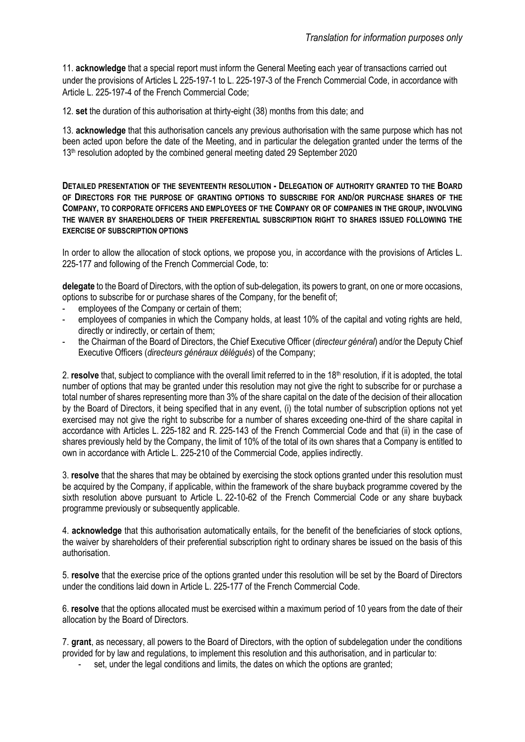*Translation for information purposes only*

11. **acknowledge** that a special report must inform the General Meeting each year of transactions carried out under the provisions of Articles L 225-197-1 to L. 225-197-3 of the French Commercial Code, in accordance with Article L. 225-197-4 of the French Commercial Code;

12. **set** the duration of this authorisation at thirty-eight (38) months from this date; and

13. **acknowledge** that this authorisation cancels any previous authorisation with the same purpose which has not been acted upon before the date of the Meeting, and in particular the delegation granted under the terms of the 13th resolution adopted by the combined general meeting dated 29 September 2020

**DETAILED PRESENTATION OF THE SEVENTEENTH RESOLUTION - DELEGATION OF AUTHORITY GRANTED TO THE BOARD OF DIRECTORS FOR THE PURPOSE OF GRANTING OPTIONS TO SUBSCRIBE FOR AND/OR PURCHASE SHARES OF THE COMPANY, TO CORPORATE OFFICERS AND EMPLOYEES OF THE COMPANY OR OF COMPANIES IN THE GROUP, INVOLVING THE WAIVER BY SHAREHOLDERS OF THEIR PREFERENTIAL SUBSCRIPTION RIGHT TO SHARES ISSUED FOLLOWING THE EXERCISE OF SUBSCRIPTION OPTIONS**

In order to allow the allocation of stock options, we propose you, in accordance with the provisions of Articles L. 225-177 and following of the French Commercial Code, to:

**delegate** to the Board of Directors, with the option of sub-delegation, its powers to grant, on one or more occasions, options to subscribe for or purchase shares of the Company, for the benefit of;

- employees of the Company or certain of them;
- employees of companies in which the Company holds, at least 10% of the capital and voting rights are held, directly or indirectly, or certain of them;
- the Chairman of the Board of Directors, the Chief Executive Officer (*directeur général*) and/or the Deputy Chief Executive Officers (*directeurs généraux délégués*) of the Company;

2. **resolve** that, subject to compliance with the overall limit referred to in the 18th resolution, if it is adopted, the total number of options that may be granted under this resolution may not give the right to subscribe for or purchase a total number of shares representing more than 3% of the share capital on the date of the decision of their allocation by the Board of Directors, it being specified that in any event, (i) the total number of subscription options not yet exercised may not give the right to subscribe for a number of shares exceeding one-third of the share capital in accordance with Articles L. 225-182 and R. 225-143 of the French Commercial Code and that (ii) in the case of shares previously held by the Company, the limit of 10% of the total of its own shares that a Company is entitled to own in accordance with Article L. 225-210 of the Commercial Code, applies indirectly.

3. **resolve** that the shares that may be obtained by exercising the stock options granted under this resolution must be acquired by the Company, if applicable, within the framework of the share buyback programme covered by the sixth resolution above pursuant to Article L. 22-10-62 of the French Commercial Code or any share buyback programme previously or subsequently applicable.

4. **acknowledge** that this authorisation automatically entails, for the benefit of the beneficiaries of stock options, the waiver by shareholders of their preferential subscription right to ordinary shares be issued on the basis of this authorisation.

5. **resolve** that the exercise price of the options granted under this resolution will be set by the Board of Directors under the conditions laid down in Article L. 225-177 of the French Commercial Code.

6. **resolve** that the options allocated must be exercised within a maximum period of 10 years from the date of their allocation by the Board of Directors.

7. **grant**, as necessary, all powers to the Board of Directors, with the option of subdelegation under the conditions provided for by law and regulations, to implement this resolution and this authorisation, and in particular to:

- set, under the legal conditions and limits, the dates on which the options are granted;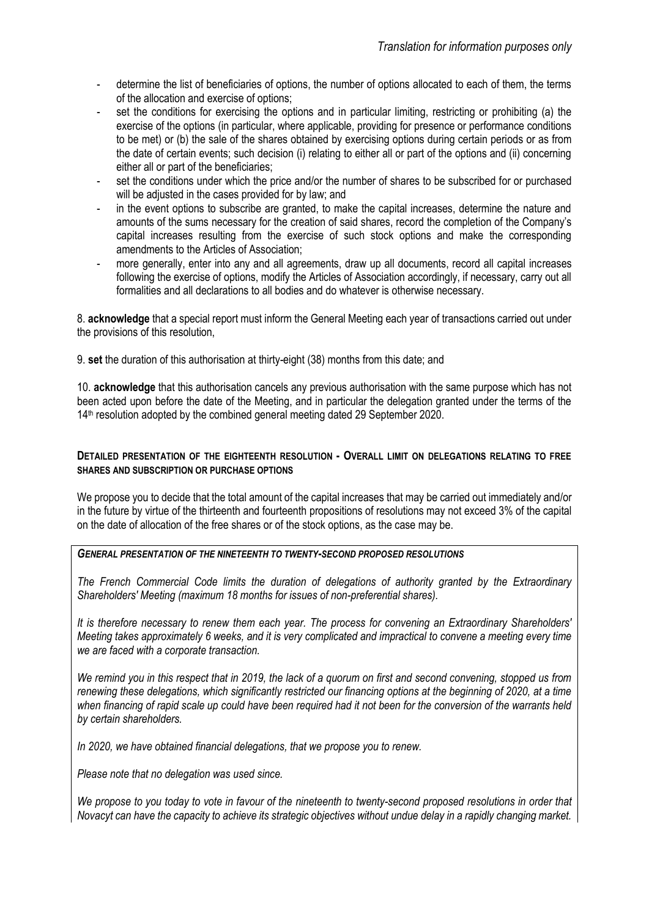- determine the list of beneficiaries of options, the number of options allocated to each of them, the terms of the allocation and exercise of options;
- set the conditions for exercising the options and in particular limiting, restricting or prohibiting (a) the exercise of the options (in particular, where applicable, providing for presence or performance conditions to be met) or (b) the sale of the shares obtained by exercising options during certain periods or as from the date of certain events; such decision (i) relating to either all or part of the options and (ii) concerning either all or part of the beneficiaries;
- set the conditions under which the price and/or the number of shares to be subscribed for or purchased will be adjusted in the cases provided for by law; and
- in the event options to subscribe are granted, to make the capital increases, determine the nature and amounts of the sums necessary for the creation of said shares, record the completion of the Company's capital increases resulting from the exercise of such stock options and make the corresponding amendments to the Articles of Association;
- more generally, enter into any and all agreements, draw up all documents, record all capital increases following the exercise of options, modify the Articles of Association accordingly, if necessary, carry out all formalities and all declarations to all bodies and do whatever is otherwise necessary.

8. **acknowledge** that a special report must inform the General Meeting each year of transactions carried out under the provisions of this resolution,

9. **set** the duration of this authorisation at thirty-eight (38) months from this date; and

10. **acknowledge** that this authorisation cancels any previous authorisation with the same purpose which has not been acted upon before the date of the Meeting, and in particular the delegation granted under the terms of the 14th resolution adopted by the combined general meeting dated 29 September 2020.

**DETAILED PRESENTATION OF THE EIGHTEENTH RESOLUTION - OVERALL LIMIT ON DELEGATIONS RELATING TO FREE SHARES AND SUBSCRIPTION OR PURCHASE OPTIONS**

We propose you to decide that the total amount of the capital increases that may be carried out immediately and/or in the future by virtue of the thirteenth and fourteenth propositions of resolutions may not exceed 3% of the capital on the date of allocation of the free shares or of the stock options, as the case may be.

***GENERAL PRESENTATION OF THE NINETEENTH TO TWENTY-SECOND PROPOSED RESOLUTIONS***

*The French Commercial Code limits the duration of delegations of authority granted by the Extraordinary Shareholders' Meeting (maximum 18 months for issues of non-preferential shares).*

*It is therefore necessary to renew them each year. The process for convening an Extraordinary Shareholders' Meeting takes approximately 6 weeks, and it is very complicated and impractical to convene a meeting every time we are faced with a corporate transaction.*

*We remind you in this respect that in 2019, the lack of a quorum on first and second convening, stopped us from renewing these delegations, which significantly restricted our financing options at the beginning of 2020, at a time when financing of rapid scale up could have been required had it not been for the conversion of the warrants held by certain shareholders.*

*In 2020, we have obtained financial delegations, that we propose you to renew.*

*Please note that no delegation was used since.*

*We propose to you today to vote in favour of the nineteenth to twenty-second proposed resolutions in order that Novacyt can have the capacity to achieve its strategic objectives without undue delay in a rapidly changing market.*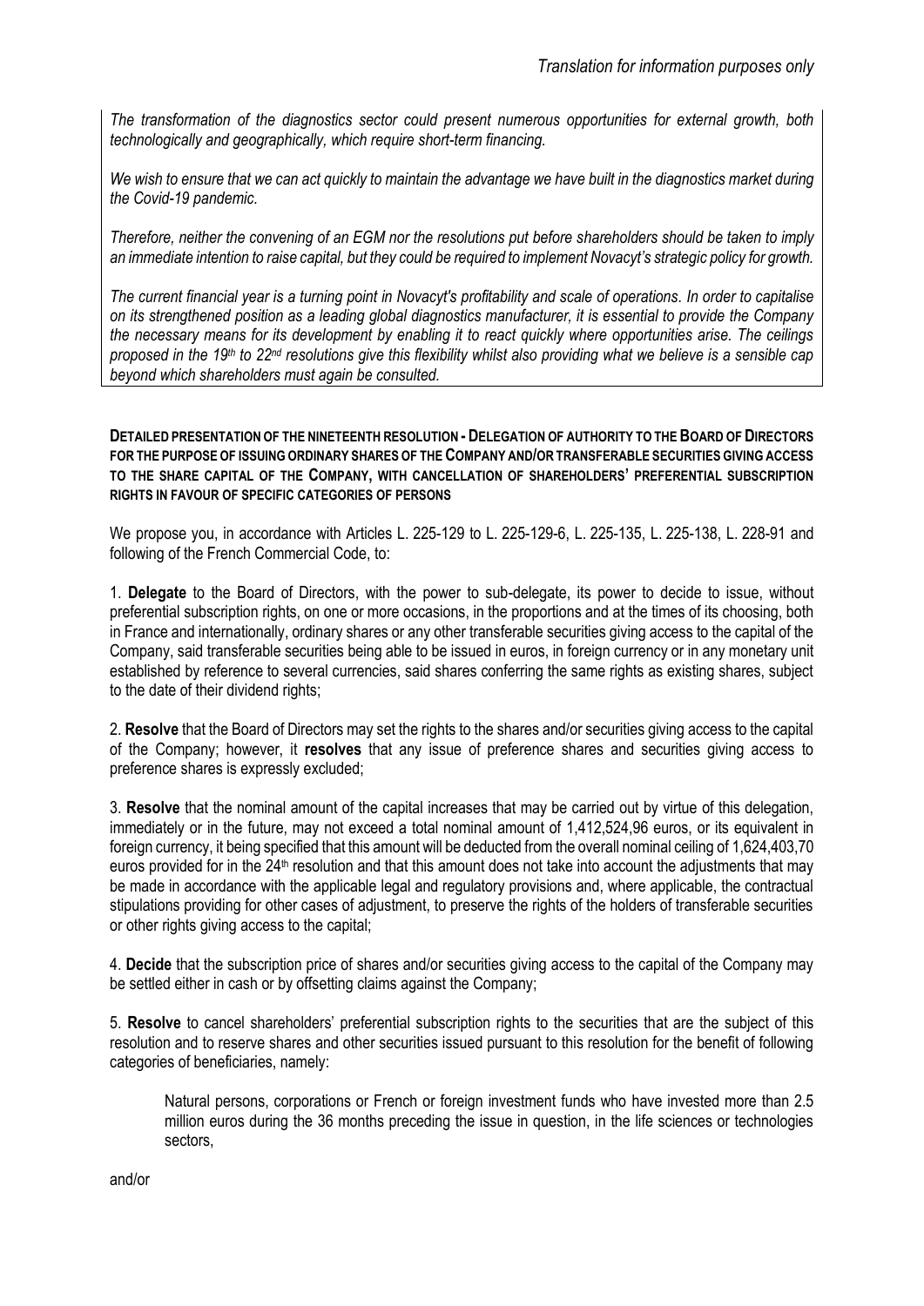*Translation for information purposes only*

*The transformation of the diagnostics sector could present numerous opportunities for external growth, both technologically and geographically, which require short-term financing.*

*We wish to ensure that we can act quickly to maintain the advantage we have built in the diagnostics market during the Covid-19 pandemic.*

*Therefore, neither the convening of an EGM nor the resolutions put before shareholders should be taken to imply an immediate intention to raise capital, but they could be required to implement Novacyt's strategic policy for growth.*

*The current financial year is a turning point in Novacyt's profitability and scale of operations. In order to capitalise on its strengthened position as a leading global diagnostics manufacturer, it is essential to provide the Company the necessary means for its development by enabling it to react quickly where opportunities arise. The ceilings proposed in the 19th to 22nd resolutions give this flexibility whilst also providing what we believe is a sensible cap beyond which shareholders must again be consulted.*

**DETAILED PRESENTATION OF THE NINETEENTH RESOLUTION - DELEGATION OF AUTHORITY TO THE BOARD OF DIRECTORS FOR THE PURPOSE OF ISSUING ORDINARY SHARES OF THE COMPANY AND/OR TRANSFERABLE SECURITIES GIVING ACCESS TO THE SHARE CAPITAL OF THE COMPANY, WITH CANCELLATION OF SHAREHOLDERS' PREFERENTIAL SUBSCRIPTION RIGHTS IN FAVOUR OF SPECIFIC CATEGORIES OF PERSONS**

We propose you, in accordance with Articles L. 225-129 to L. 225-129-6, L. 225-135, L. 225-138, L. 228-91 and following of the French Commercial Code, to:

1. **Delegate** to the Board of Directors, with the power to sub-delegate, its power to decide to issue, without preferential subscription rights, on one or more occasions, in the proportions and at the times of its choosing, both in France and internationally, ordinary shares or any other transferable securities giving access to the capital of the Company, said transferable securities being able to be issued in euros, in foreign currency or in any monetary unit established by reference to several currencies, said shares conferring the same rights as existing shares, subject to the date of their dividend rights;

2. **Resolve** that the Board of Directors may set the rights to the shares and/or securities giving access to the capital of the Company; however, it **resolves** that any issue of preference shares and securities giving access to preference shares is expressly excluded;

3. **Resolve** that the nominal amount of the capital increases that may be carried out by virtue of this delegation, immediately or in the future, may not exceed a total nominal amount of 1,412,524,96 euros, or its equivalent in foreign currency, it being specified that this amount will be deducted from the overall nominal ceiling of 1,624,403,70 euros provided for in the 24th resolution and that this amount does not take into account the adjustments that may be made in accordance with the applicable legal and regulatory provisions and, where applicable, the contractual stipulations providing for other cases of adjustment, to preserve the rights of the holders of transferable securities or other rights giving access to the capital;

4. **Decide** that the subscription price of shares and/or securities giving access to the capital of the Company may be settled either in cash or by offsetting claims against the Company;

5. **Resolve** to cancel shareholders' preferential subscription rights to the securities that are the subject of this resolution and to reserve shares and other securities issued pursuant to this resolution for the benefit of following categories of beneficiaries, namely:

   Natural persons, corporations or French or foreign investment funds who have invested more than 2.5 million euros during the 36 months preceding the issue in question, in the life sciences or technologies sectors,

and/or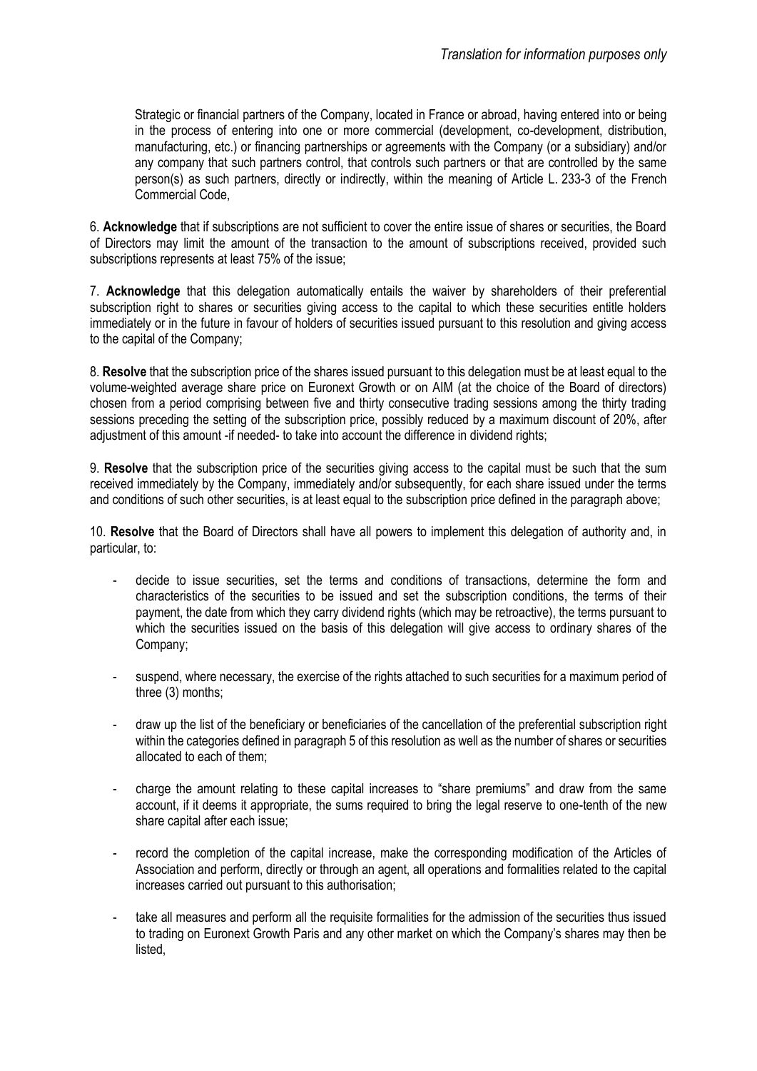Strategic or financial partners of the Company, located in France or abroad, having entered into or being in the process of entering into one or more commercial (development, co-development, distribution, manufacturing, etc.) or financing partnerships or agreements with the Company (or a subsidiary) and/or any company that such partners control, that controls such partners or that are controlled by the same person(s) as such partners, directly or indirectly, within the meaning of Article L. 233-3 of the French Commercial Code,

6. **Acknowledge** that if subscriptions are not sufficient to cover the entire issue of shares or securities, the Board of Directors may limit the amount of the transaction to the amount of subscriptions received, provided such subscriptions represents at least 75% of the issue;

7. **Acknowledge** that this delegation automatically entails the waiver by shareholders of their preferential subscription right to shares or securities giving access to the capital to which these securities entitle holders immediately or in the future in favour of holders of securities issued pursuant to this resolution and giving access to the capital of the Company;

8. **Resolve** that the subscription price of the shares issued pursuant to this delegation must be at least equal to the volume-weighted average share price on Euronext Growth or on AIM (at the choice of the Board of directors) chosen from a period comprising between five and thirty consecutive trading sessions among the thirty trading sessions preceding the setting of the subscription price, possibly reduced by a maximum discount of 20%, after adjustment of this amount -if needed- to take into account the difference in dividend rights;

9. **Resolve** that the subscription price of the securities giving access to the capital must be such that the sum received immediately by the Company, immediately and/or subsequently, for each share issued under the terms and conditions of such other securities, is at least equal to the subscription price defined in the paragraph above;

10. **Resolve** that the Board of Directors shall have all powers to implement this delegation of authority and, in particular, to:

- decide to issue securities, set the terms and conditions of transactions, determine the form and characteristics of the securities to be issued and set the subscription conditions, the terms of their payment, the date from which they carry dividend rights (which may be retroactive), the terms pursuant to which the securities issued on the basis of this delegation will give access to ordinary shares of the Company;
- suspend, where necessary, the exercise of the rights attached to such securities for a maximum period of three (3) months;
- draw up the list of the beneficiary or beneficiaries of the cancellation of the preferential subscription right within the categories defined in paragraph 5 of this resolution as well as the number of shares or securities allocated to each of them;
- charge the amount relating to these capital increases to "share premiums" and draw from the same account, if it deems it appropriate, the sums required to bring the legal reserve to one-tenth of the new share capital after each issue;
- record the completion of the capital increase, make the corresponding modification of the Articles of Association and perform, directly or through an agent, all operations and formalities related to the capital increases carried out pursuant to this authorisation;
- take all measures and perform all the requisite formalities for the admission of the securities thus issued to trading on Euronext Growth Paris and any other market on which the Company's shares may then be listed,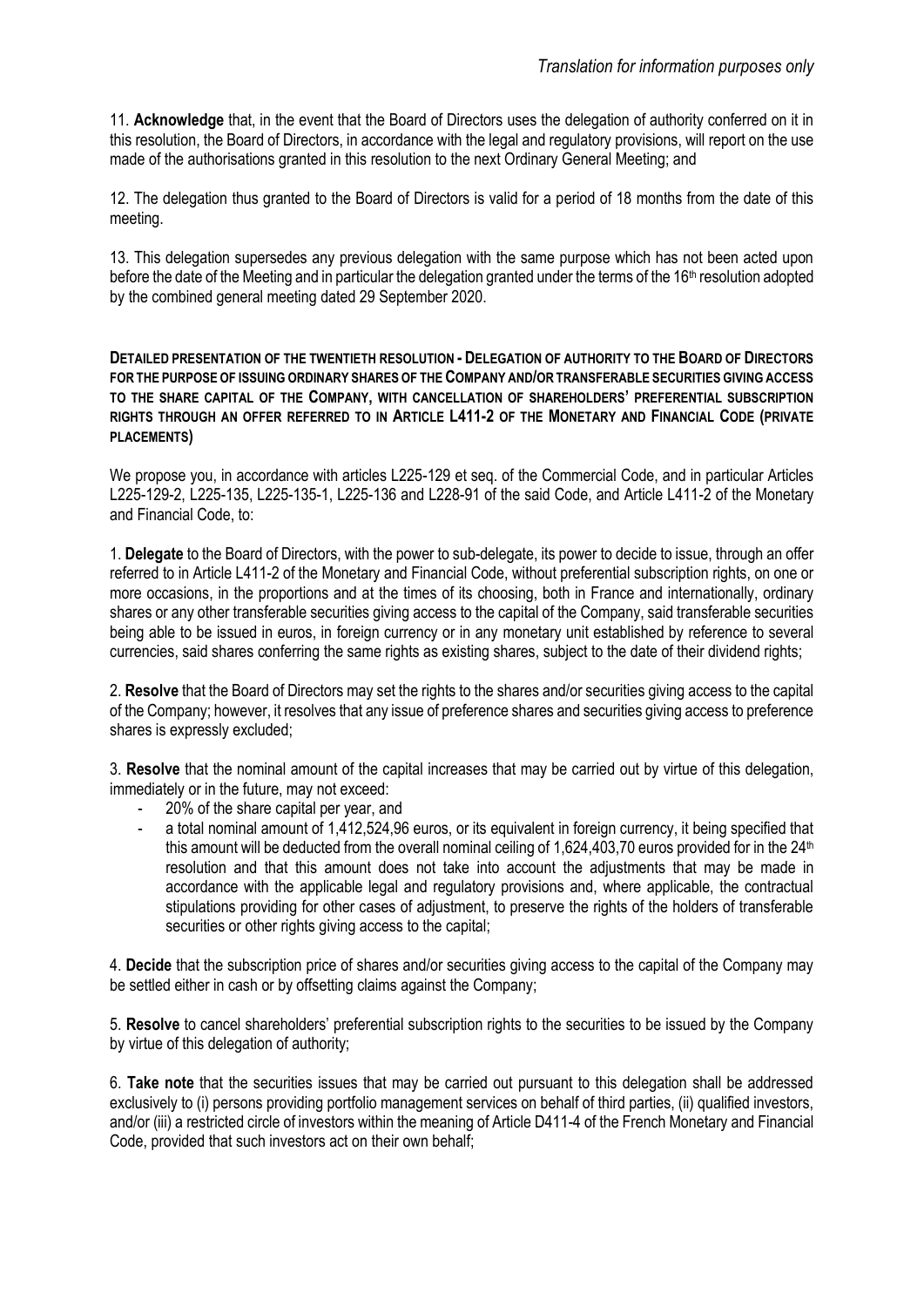11. **Acknowledge** that, in the event that the Board of Directors uses the delegation of authority conferred on it in this resolution, the Board of Directors, in accordance with the legal and regulatory provisions, will report on the use made of the authorisations granted in this resolution to the next Ordinary General Meeting; and

12. The delegation thus granted to the Board of Directors is valid for a period of 18 months from the date of this meeting.

13. This delegation supersedes any previous delegation with the same purpose which has not been acted upon before the date of the Meeting and in particular the delegation granted under the terms of the 16th resolution adopted by the combined general meeting dated 29 September 2020.

**DETAILED PRESENTATION OF THE TWENTIETH RESOLUTION - DELEGATION OF AUTHORITY TO THE BOARD OF DIRECTORS FOR THE PURPOSE OF ISSUING ORDINARY SHARES OF THE COMPANY AND/OR TRANSFERABLE SECURITIES GIVING ACCESS TO THE SHARE CAPITAL OF THE COMPANY, WITH CANCELLATION OF SHAREHOLDERS' PREFERENTIAL SUBSCRIPTION RIGHTS THROUGH AN OFFER REFERRED TO IN ARTICLE L411-2 OF THE MONETARY AND FINANCIAL CODE (PRIVATE PLACEMENTS)**

We propose you, in accordance with articles L225-129 et seq. of the Commercial Code, and in particular Articles L225-129-2, L225-135, L225-135-1, L225-136 and L228-91 of the said Code, and Article L411-2 of the Monetary and Financial Code, to:

1. **Delegate** to the Board of Directors, with the power to sub-delegate, its power to decide to issue, through an offer referred to in Article L411-2 of the Monetary and Financial Code, without preferential subscription rights, on one or more occasions, in the proportions and at the times of its choosing, both in France and internationally, ordinary shares or any other transferable securities giving access to the capital of the Company, said transferable securities being able to be issued in euros, in foreign currency or in any monetary unit established by reference to several currencies, said shares conferring the same rights as existing shares, subject to the date of their dividend rights;

2. **Resolve** that the Board of Directors may set the rights to the shares and/or securities giving access to the capital of the Company; however, it resolves that any issue of preference shares and securities giving access to preference shares is expressly excluded;

3. **Resolve** that the nominal amount of the capital increases that may be carried out by virtue of this delegation, immediately or in the future, may not exceed:

- 20% of the share capital per year, and
- a total nominal amount of 1,412,524,96 euros, or its equivalent in foreign currency, it being specified that this amount will be deducted from the overall nominal ceiling of 1,624,403,70 euros provided for in the 24th resolution and that this amount does not take into account the adjustments that may be made in accordance with the applicable legal and regulatory provisions and, where applicable, the contractual stipulations providing for other cases of adjustment, to preserve the rights of the holders of transferable securities or other rights giving access to the capital;

4. **Decide** that the subscription price of shares and/or securities giving access to the capital of the Company may be settled either in cash or by offsetting claims against the Company;

5. **Resolve** to cancel shareholders' preferential subscription rights to the securities to be issued by the Company by virtue of this delegation of authority;

6. **Take note** that the securities issues that may be carried out pursuant to this delegation shall be addressed exclusively to (i) persons providing portfolio management services on behalf of third parties, (ii) qualified investors, and/or (iii) a restricted circle of investors within the meaning of Article D411-4 of the French Monetary and Financial Code, provided that such investors act on their own behalf;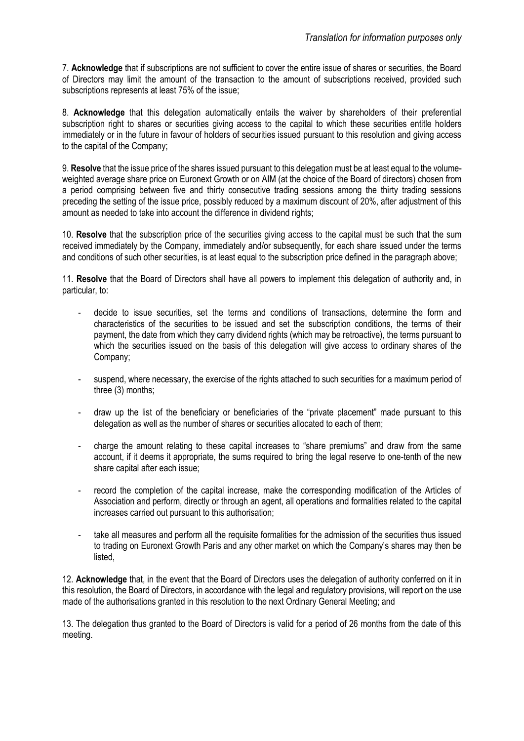*Translation for information purposes only*

7. **Acknowledge** that if subscriptions are not sufficient to cover the entire issue of shares or securities, the Board of Directors may limit the amount of the transaction to the amount of subscriptions received, provided such subscriptions represents at least 75% of the issue;

8. **Acknowledge** that this delegation automatically entails the waiver by shareholders of their preferential subscription right to shares or securities giving access to the capital to which these securities entitle holders immediately or in the future in favour of holders of securities issued pursuant to this resolution and giving access to the capital of the Company;

9. **Resolve** that the issue price of the shares issued pursuant to this delegation must be at least equal to the volume-weighted average share price on Euronext Growth or on AIM (at the choice of the Board of directors) chosen from a period comprising between five and thirty consecutive trading sessions among the thirty trading sessions preceding the setting of the issue price, possibly reduced by a maximum discount of 20%, after adjustment of this amount as needed to take into account the difference in dividend rights;

10. **Resolve** that the subscription price of the securities giving access to the capital must be such that the sum received immediately by the Company, immediately and/or subsequently, for each share issued under the terms and conditions of such other securities, is at least equal to the subscription price defined in the paragraph above;

11. **Resolve** that the Board of Directors shall have all powers to implement this delegation of authority and, in particular, to:

- decide to issue securities, set the terms and conditions of transactions, determine the form and characteristics of the securities to be issued and set the subscription conditions, the terms of their payment, the date from which they carry dividend rights (which may be retroactive), the terms pursuant to which the securities issued on the basis of this delegation will give access to ordinary shares of the Company;
- suspend, where necessary, the exercise of the rights attached to such securities for a maximum period of three (3) months;
- draw up the list of the beneficiary or beneficiaries of the "private placement" made pursuant to this delegation as well as the number of shares or securities allocated to each of them;
- charge the amount relating to these capital increases to "share premiums" and draw from the same account, if it deems it appropriate, the sums required to bring the legal reserve to one-tenth of the new share capital after each issue;
- record the completion of the capital increase, make the corresponding modification of the Articles of Association and perform, directly or through an agent, all operations and formalities related to the capital increases carried out pursuant to this authorisation;
- take all measures and perform all the requisite formalities for the admission of the securities thus issued to trading on Euronext Growth Paris and any other market on which the Company's shares may then be listed,

12. **Acknowledge** that, in the event that the Board of Directors uses the delegation of authority conferred on it in this resolution, the Board of Directors, in accordance with the legal and regulatory provisions, will report on the use made of the authorisations granted in this resolution to the next Ordinary General Meeting; and

13. The delegation thus granted to the Board of Directors is valid for a period of 26 months from the date of this meeting.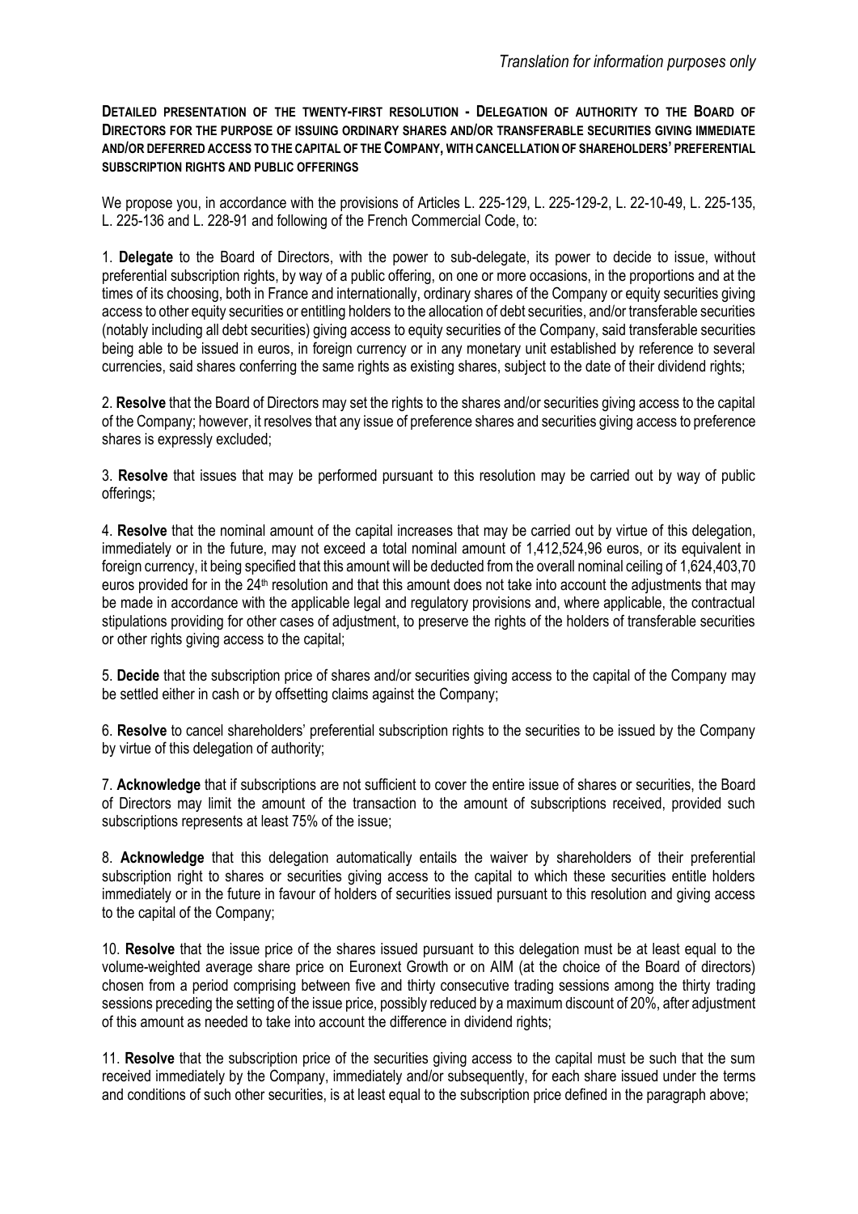*Translation for information purposes only*

**DETAILED PRESENTATION OF THE TWENTY-FIRST RESOLUTION - DELEGATION OF AUTHORITY TO THE BOARD OF DIRECTORS FOR THE PURPOSE OF ISSUING ORDINARY SHARES AND/OR TRANSFERABLE SECURITIES GIVING IMMEDIATE AND/OR DEFERRED ACCESS TO THE CAPITAL OF THE COMPANY, WITH CANCELLATION OF SHAREHOLDERS' PREFERENTIAL SUBSCRIPTION RIGHTS AND PUBLIC OFFERINGS**

We propose you, in accordance with the provisions of Articles L. 225-129, L. 225-129-2, L. 22-10-49, L. 225-135, L. 225-136 and L. 228-91 and following of the French Commercial Code, to:

1. **Delegate** to the Board of Directors, with the power to sub-delegate, its power to decide to issue, without preferential subscription rights, by way of a public offering, on one or more occasions, in the proportions and at the times of its choosing, both in France and internationally, ordinary shares of the Company or equity securities giving access to other equity securities or entitling holders to the allocation of debt securities, and/or transferable securities (notably including all debt securities) giving access to equity securities of the Company, said transferable securities being able to be issued in euros, in foreign currency or in any monetary unit established by reference to several currencies, said shares conferring the same rights as existing shares, subject to the date of their dividend rights;

2. **Resolve** that the Board of Directors may set the rights to the shares and/or securities giving access to the capital of the Company; however, it resolves that any issue of preference shares and securities giving access to preference shares is expressly excluded;

3. **Resolve** that issues that may be performed pursuant to this resolution may be carried out by way of public offerings;

4. **Resolve** that the nominal amount of the capital increases that may be carried out by virtue of this delegation, immediately or in the future, may not exceed a total nominal amount of 1,412,524,96 euros, or its equivalent in foreign currency, it being specified that this amount will be deducted from the overall nominal ceiling of 1,624,403,70 euros provided for in the 24th resolution and that this amount does not take into account the adjustments that may be made in accordance with the applicable legal and regulatory provisions and, where applicable, the contractual stipulations providing for other cases of adjustment, to preserve the rights of the holders of transferable securities or other rights giving access to the capital;

5. **Decide** that the subscription price of shares and/or securities giving access to the capital of the Company may be settled either in cash or by offsetting claims against the Company;

6. **Resolve** to cancel shareholders' preferential subscription rights to the securities to be issued by the Company by virtue of this delegation of authority;

7. **Acknowledge** that if subscriptions are not sufficient to cover the entire issue of shares or securities, the Board of Directors may limit the amount of the transaction to the amount of subscriptions received, provided such subscriptions represents at least 75% of the issue;

8. **Acknowledge** that this delegation automatically entails the waiver by shareholders of their preferential subscription right to shares or securities giving access to the capital to which these securities entitle holders immediately or in the future in favour of holders of securities issued pursuant to this resolution and giving access to the capital of the Company;

10. **Resolve** that the issue price of the shares issued pursuant to this delegation must be at least equal to the volume-weighted average share price on Euronext Growth or on AIM (at the choice of the Board of directors) chosen from a period comprising between five and thirty consecutive trading sessions among the thirty trading sessions preceding the setting of the issue price, possibly reduced by a maximum discount of 20%, after adjustment of this amount as needed to take into account the difference in dividend rights;

11. **Resolve** that the subscription price of the securities giving access to the capital must be such that the sum received immediately by the Company, immediately and/or subsequently, for each share issued under the terms and conditions of such other securities, is at least equal to the subscription price defined in the paragraph above;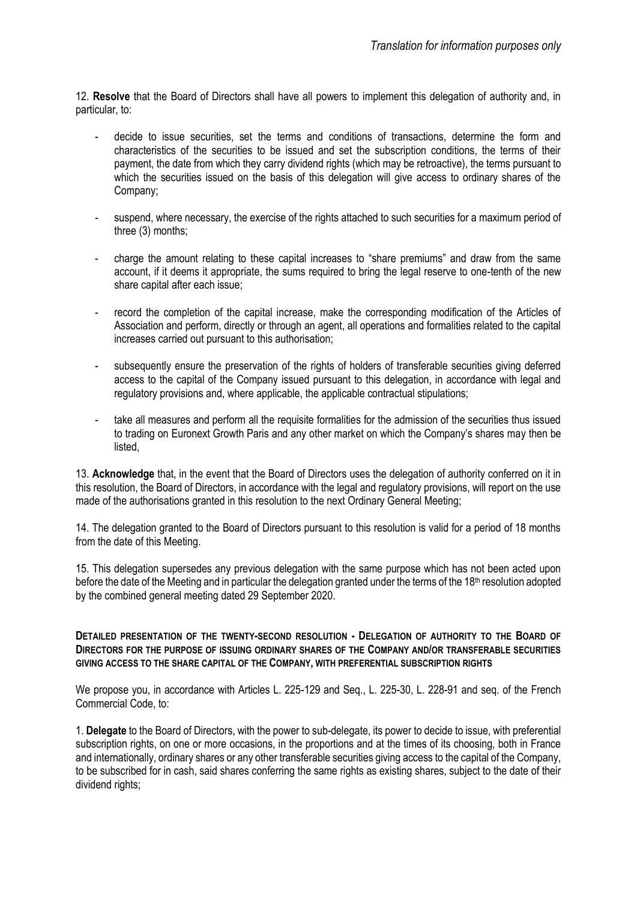12. **Resolve** that the Board of Directors shall have all powers to implement this delegation of authority and, in particular, to:

- decide to issue securities, set the terms and conditions of transactions, determine the form and characteristics of the securities to be issued and set the subscription conditions, the terms of their payment, the date from which they carry dividend rights (which may be retroactive), the terms pursuant to which the securities issued on the basis of this delegation will give access to ordinary shares of the Company;

- suspend, where necessary, the exercise of the rights attached to such securities for a maximum period of three (3) months;

- charge the amount relating to these capital increases to "share premiums" and draw from the same account, if it deems it appropriate, the sums required to bring the legal reserve to one-tenth of the new share capital after each issue;

- record the completion of the capital increase, make the corresponding modification of the Articles of Association and perform, directly or through an agent, all operations and formalities related to the capital increases carried out pursuant to this authorisation;

- subsequently ensure the preservation of the rights of holders of transferable securities giving deferred access to the capital of the Company issued pursuant to this delegation, in accordance with legal and regulatory provisions and, where applicable, the applicable contractual stipulations;

- take all measures and perform all the requisite formalities for the admission of the securities thus issued to trading on Euronext Growth Paris and any other market on which the Company's shares may then be listed,

13. **Acknowledge** that, in the event that the Board of Directors uses the delegation of authority conferred on it in this resolution, the Board of Directors, in accordance with the legal and regulatory provisions, will report on the use made of the authorisations granted in this resolution to the next Ordinary General Meeting;

14. The delegation granted to the Board of Directors pursuant to this resolution is valid for a period of 18 months from the date of this Meeting.

15. This delegation supersedes any previous delegation with the same purpose which has not been acted upon before the date of the Meeting and in particular the delegation granted under the terms of the 18th resolution adopted by the combined general meeting dated 29 September 2020.

**DETAILED PRESENTATION OF THE TWENTY-SECOND RESOLUTION - DELEGATION OF AUTHORITY TO THE BOARD OF DIRECTORS FOR THE PURPOSE OF ISSUING ORDINARY SHARES OF THE COMPANY AND/OR TRANSFERABLE SECURITIES GIVING ACCESS TO THE SHARE CAPITAL OF THE COMPANY, WITH PREFERENTIAL SUBSCRIPTION RIGHTS**

We propose you, in accordance with Articles L. 225-129 and Seq., L. 225-30, L. 228-91 and seq. of the French Commercial Code, to:

1. **Delegate** to the Board of Directors, with the power to sub-delegate, its power to decide to issue, with preferential subscription rights, on one or more occasions, in the proportions and at the times of its choosing, both in France and internationally, ordinary shares or any other transferable securities giving access to the capital of the Company, to be subscribed for in cash, said shares conferring the same rights as existing shares, subject to the date of their dividend rights;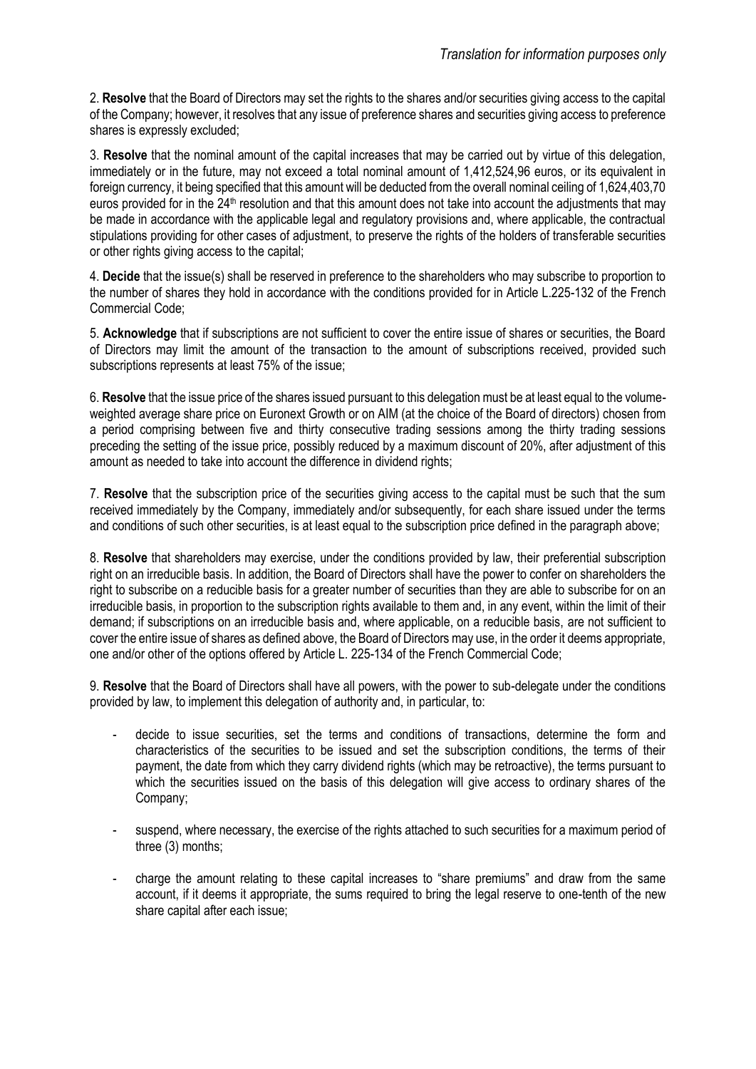*Translation for information purposes only*

2. **Resolve** that the Board of Directors may set the rights to the shares and/or securities giving access to the capital of the Company; however, it resolves that any issue of preference shares and securities giving access to preference shares is expressly excluded;

3. **Resolve** that the nominal amount of the capital increases that may be carried out by virtue of this delegation, immediately or in the future, may not exceed a total nominal amount of 1,412,524,96 euros, or its equivalent in foreign currency, it being specified that this amount will be deducted from the overall nominal ceiling of 1,624,403,70 euros provided for in the 24th resolution and that this amount does not take into account the adjustments that may be made in accordance with the applicable legal and regulatory provisions and, where applicable, the contractual stipulations providing for other cases of adjustment, to preserve the rights of the holders of transferable securities or other rights giving access to the capital;

4. **Decide** that the issue(s) shall be reserved in preference to the shareholders who may subscribe to proportion to the number of shares they hold in accordance with the conditions provided for in Article L.225-132 of the French Commercial Code;

5. **Acknowledge** that if subscriptions are not sufficient to cover the entire issue of shares or securities, the Board of Directors may limit the amount of the transaction to the amount of subscriptions received, provided such subscriptions represents at least 75% of the issue;

6. **Resolve** that the issue price of the shares issued pursuant to this delegation must be at least equal to the volume-weighted average share price on Euronext Growth or on AIM (at the choice of the Board of directors) chosen from a period comprising between five and thirty consecutive trading sessions among the thirty trading sessions preceding the setting of the issue price, possibly reduced by a maximum discount of 20%, after adjustment of this amount as needed to take into account the difference in dividend rights;

7. **Resolve** that the subscription price of the securities giving access to the capital must be such that the sum received immediately by the Company, immediately and/or subsequently, for each share issued under the terms and conditions of such other securities, is at least equal to the subscription price defined in the paragraph above;

8. **Resolve** that shareholders may exercise, under the conditions provided by law, their preferential subscription right on an irreducible basis. In addition, the Board of Directors shall have the power to confer on shareholders the right to subscribe on a reducible basis for a greater number of securities than they are able to subscribe for on an irreducible basis, in proportion to the subscription rights available to them and, in any event, within the limit of their demand; if subscriptions on an irreducible basis and, where applicable, on a reducible basis, are not sufficient to cover the entire issue of shares as defined above, the Board of Directors may use, in the order it deems appropriate, one and/or other of the options offered by Article L. 225-134 of the French Commercial Code;

9. **Resolve** that the Board of Directors shall have all powers, with the power to sub-delegate under the conditions provided by law, to implement this delegation of authority and, in particular, to:

- decide to issue securities, set the terms and conditions of transactions, determine the form and characteristics of the securities to be issued and set the subscription conditions, the terms of their payment, the date from which they carry dividend rights (which may be retroactive), the terms pursuant to which the securities issued on the basis of this delegation will give access to ordinary shares of the Company;

- suspend, where necessary, the exercise of the rights attached to such securities for a maximum period of three (3) months;

- charge the amount relating to these capital increases to "share premiums" and draw from the same account, if it deems it appropriate, the sums required to bring the legal reserve to one-tenth of the new share capital after each issue;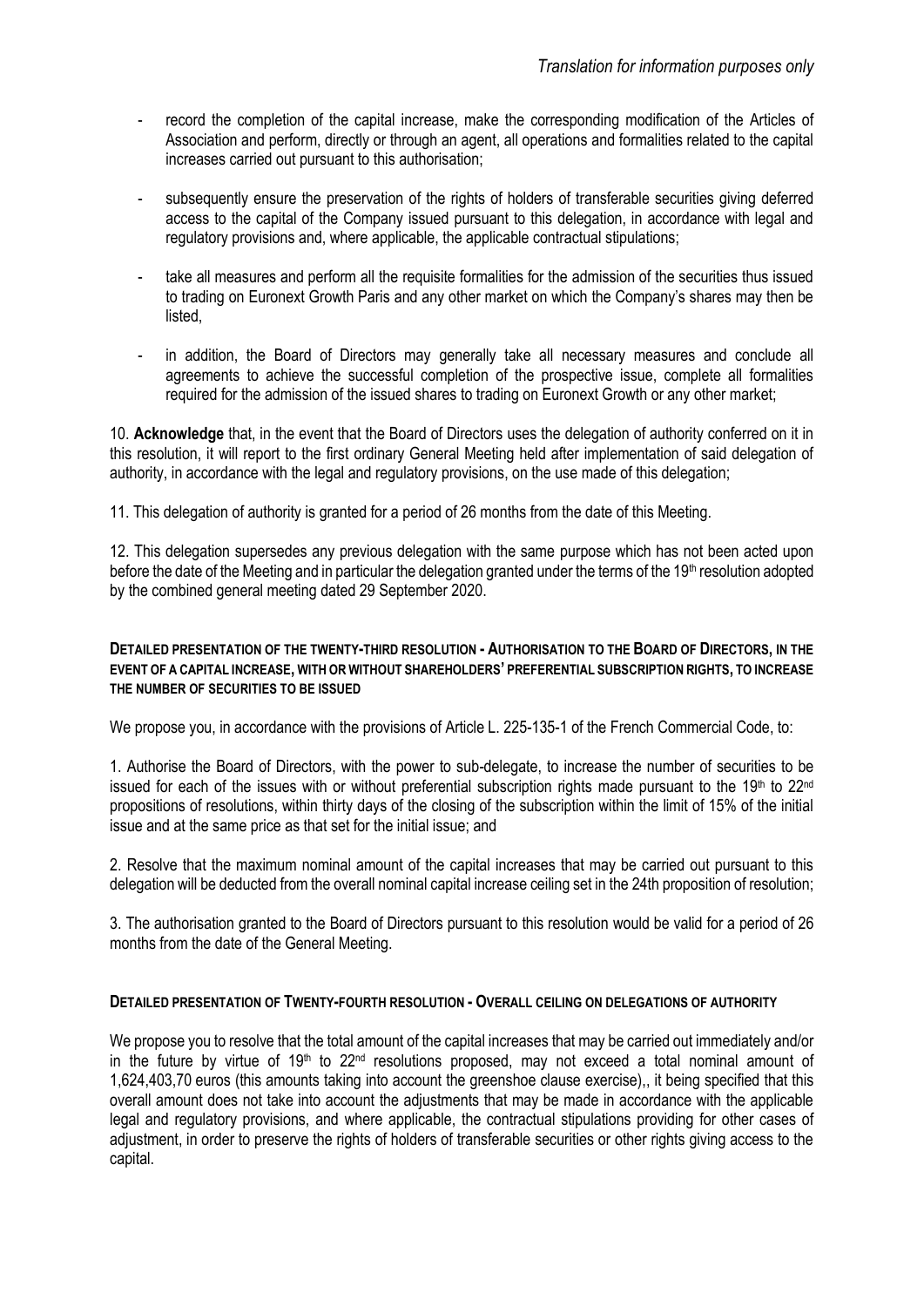- record the completion of the capital increase, make the corresponding modification of the Articles of Association and perform, directly or through an agent, all operations and formalities related to the capital increases carried out pursuant to this authorisation;

- subsequently ensure the preservation of the rights of holders of transferable securities giving deferred access to the capital of the Company issued pursuant to this delegation, in accordance with legal and regulatory provisions and, where applicable, the applicable contractual stipulations;

- take all measures and perform all the requisite formalities for the admission of the securities thus issued to trading on Euronext Growth Paris and any other market on which the Company's shares may then be listed,

- in addition, the Board of Directors may generally take all necessary measures and conclude all agreements to achieve the successful completion of the prospective issue, complete all formalities required for the admission of the issued shares to trading on Euronext Growth or any other market;

10. **Acknowledge** that, in the event that the Board of Directors uses the delegation of authority conferred on it in this resolution, it will report to the first ordinary General Meeting held after implementation of said delegation of authority, in accordance with the legal and regulatory provisions, on the use made of this delegation;

11. This delegation of authority is granted for a period of 26 months from the date of this Meeting.

12. This delegation supersedes any previous delegation with the same purpose which has not been acted upon before the date of the Meeting and in particular the delegation granted under the terms of the 19th resolution adopted by the combined general meeting dated 29 September 2020.

**DETAILED PRESENTATION OF THE TWENTY-THIRD RESOLUTION - AUTHORISATION TO THE BOARD OF DIRECTORS, IN THE EVENT OF A CAPITAL INCREASE, WITH OR WITHOUT SHAREHOLDERS' PREFERENTIAL SUBSCRIPTION RIGHTS, TO INCREASE THE NUMBER OF SECURITIES TO BE ISSUED**

We propose you, in accordance with the provisions of Article L. 225-135-1 of the French Commercial Code, to:

1. Authorise the Board of Directors, with the power to sub-delegate, to increase the number of securities to be issued for each of the issues with or without preferential subscription rights made pursuant to the 19th to 22nd propositions of resolutions, within thirty days of the closing of the subscription within the limit of 15% of the initial issue and at the same price as that set for the initial issue; and

2. Resolve that the maximum nominal amount of the capital increases that may be carried out pursuant to this delegation will be deducted from the overall nominal capital increase ceiling set in the 24th proposition of resolution;

3. The authorisation granted to the Board of Directors pursuant to this resolution would be valid for a period of 26 months from the date of the General Meeting.

**DETAILED PRESENTATION OF TWENTY-FOURTH RESOLUTION - OVERALL CEILING ON DELEGATIONS OF AUTHORITY**

We propose you to resolve that the total amount of the capital increases that may be carried out immediately and/or in the future by virtue of 19th to 22nd resolutions proposed, may not exceed a total nominal amount of 1,624,403,70 euros (this amounts taking into account the greenshoe clause exercise),, it being specified that this overall amount does not take into account the adjustments that may be made in accordance with the applicable legal and regulatory provisions, and where applicable, the contractual stipulations providing for other cases of adjustment, in order to preserve the rights of holders of transferable securities or other rights giving access to the capital.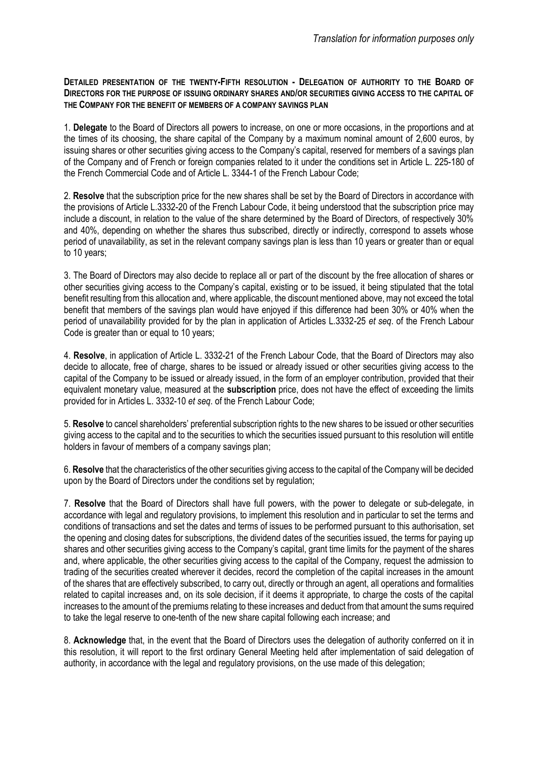*Translation for information purposes only*

**DETAILED PRESENTATION OF THE TWENTY-FIFTH RESOLUTION - DELEGATION OF AUTHORITY TO THE BOARD OF DIRECTORS FOR THE PURPOSE OF ISSUING ORDINARY SHARES AND/OR SECURITIES GIVING ACCESS TO THE CAPITAL OF THE COMPANY FOR THE BENEFIT OF MEMBERS OF A COMPANY SAVINGS PLAN**

1. **Delegate** to the Board of Directors all powers to increase, on one or more occasions, in the proportions and at the times of its choosing, the share capital of the Company by a maximum nominal amount of 2,600 euros, by issuing shares or other securities giving access to the Company's capital, reserved for members of a savings plan of the Company and of French or foreign companies related to it under the conditions set in Article L. 225-180 of the French Commercial Code and of Article L. 3344-1 of the French Labour Code;

2. **Resolve** that the subscription price for the new shares shall be set by the Board of Directors in accordance with the provisions of Article L.3332-20 of the French Labour Code, it being understood that the subscription price may include a discount, in relation to the value of the share determined by the Board of Directors, of respectively 30% and 40%, depending on whether the shares thus subscribed, directly or indirectly, correspond to assets whose period of unavailability, as set in the relevant company savings plan is less than 10 years or greater than or equal to 10 years;

3. The Board of Directors may also decide to replace all or part of the discount by the free allocation of shares or other securities giving access to the Company's capital, existing or to be issued, it being stipulated that the total benefit resulting from this allocation and, where applicable, the discount mentioned above, may not exceed the total benefit that members of the savings plan would have enjoyed if this difference had been 30% or 40% when the period of unavailability provided for by the plan in application of Articles L.3332-25 *et seq*. of the French Labour Code is greater than or equal to 10 years;

4. **Resolve**, in application of Article L. 3332-21 of the French Labour Code, that the Board of Directors may also decide to allocate, free of charge, shares to be issued or already issued or other securities giving access to the capital of the Company to be issued or already issued, in the form of an employer contribution, provided that their equivalent monetary value, measured at the **subscription** price, does not have the effect of exceeding the limits provided for in Articles L. 3332-10 *et seq*. of the French Labour Code;

5. **Resolve** to cancel shareholders' preferential subscription rights to the new shares to be issued or other securities giving access to the capital and to the securities to which the securities issued pursuant to this resolution will entitle holders in favour of members of a company savings plan;

6. **Resolve** that the characteristics of the other securities giving access to the capital of the Company will be decided upon by the Board of Directors under the conditions set by regulation;

7. **Resolve** that the Board of Directors shall have full powers, with the power to delegate or sub-delegate, in accordance with legal and regulatory provisions, to implement this resolution and in particular to set the terms and conditions of transactions and set the dates and terms of issues to be performed pursuant to this authorisation, set the opening and closing dates for subscriptions, the dividend dates of the securities issued, the terms for paying up shares and other securities giving access to the Company's capital, grant time limits for the payment of the shares and, where applicable, the other securities giving access to the capital of the Company, request the admission to trading of the securities created wherever it decides, record the completion of the capital increases in the amount of the shares that are effectively subscribed, to carry out, directly or through an agent, all operations and formalities related to capital increases and, on its sole decision, if it deems it appropriate, to charge the costs of the capital increases to the amount of the premiums relating to these increases and deduct from that amount the sums required to take the legal reserve to one-tenth of the new share capital following each increase; and

8. **Acknowledge** that, in the event that the Board of Directors uses the delegation of authority conferred on it in this resolution, it will report to the first ordinary General Meeting held after implementation of said delegation of authority, in accordance with the legal and regulatory provisions, on the use made of this delegation;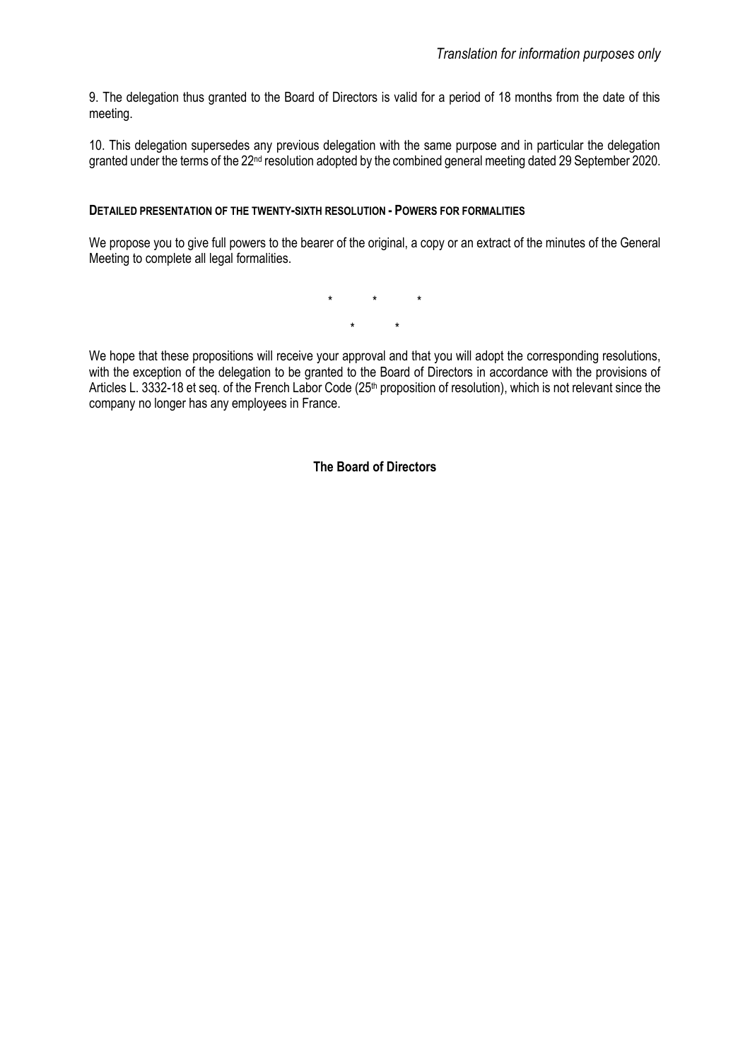*Translation for information purposes only*

9. The delegation thus granted to the Board of Directors is valid for a period of 18 months from the date of this meeting.

10. This delegation supersedes any previous delegation with the same purpose and in particular the delegation granted under the terms of the 22nd resolution adopted by the combined general meeting dated 29 September 2020.

**DETAILED PRESENTATION OF THE TWENTY-SIXTH RESOLUTION - POWERS FOR FORMALITIES**

We propose you to give full powers to the bearer of the original, a copy or an extract of the minutes of the General Meeting to complete all legal formalities.

\* \* \*

\* \*

We hope that these propositions will receive your approval and that you will adopt the corresponding resolutions, with the exception of the delegation to be granted to the Board of Directors in accordance with the provisions of Articles L. 3332-18 et seq. of the French Labor Code (25th proposition of resolution), which is not relevant since the company no longer has any employees in France.

**The Board of Directors**